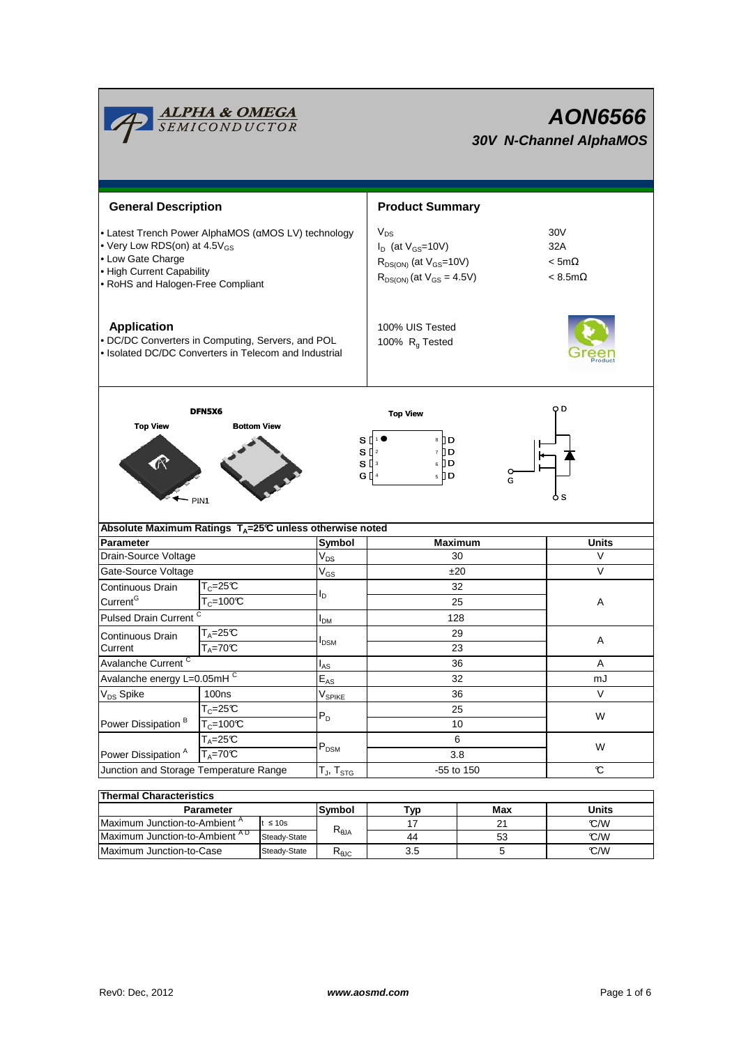# AON6566

## 30V N-Channel AlphaMOS

### General Description

- Latest Trench Power AlphaMOS (αMOS LV) technology
- Very Low RDS(on) at 4.5$V_{GS}$
- Low Gate Charge
- High Current Capability
- RoHS and Halogen-Free Compliant

### Product Summary

| | |
|---|---|
| $V_{DS}$ | 30V |
| $I_D$ (at $V_{GS}$=10V) | 32A |
| $R_{DS(ON)}$ (at $V_{GS}$=10V) | < 5mΩ |
| $R_{DS(ON)}$ (at $V_{GS}$ = 4.5V) | < 8.5mΩ |

100% UIS Tested
100% $R_g$ Tested

### Application

- DC/DC Converters in Computing, Servers, and POL
- Isolated DC/DC Converters in Telecom and Industrial

DFN5X6

Top View — Bottom View — PIN1

Top View: S 1, S 2, S 3, G 4 / 8 D, 7 D, 6 D, 5 D

### Absolute Maximum Ratings $T_A$=25℃ unless otherwise noted

| Parameter | | Symbol | Maximum | Units |
|---|---|---|---|---|
| Drain-Source Voltage | | $V_{DS}$ | 30 | V |
| Gate-Source Voltage | | $V_{GS}$ | ±20 | V |
| Continuous Drain Current[G] | $T_C$=25℃ | $I_D$ | 32 | A |
| | $T_C$=100℃ | | 25 | |
| Pulsed Drain Current [C] | | $I_{DM}$ | 128 | |
| Continuous Drain Current | $T_A$=25℃ | $I_{DSM}$ | 29 | A |
| | $T_A$=70℃ | | 23 | |
| Avalanche Current [C] | | $I_{AS}$ | 36 | A |
| Avalanche energy L=0.05mH [C] | | $E_{AS}$ | 32 | mJ |
| $V_{DS}$ Spike | 100ns | $V_{SPIKE}$ | 36 | V |
| Power Dissipation [B] | $T_C$=25℃ | $P_D$ | 25 | W |
| | $T_C$=100℃ | | 10 | |
| Power Dissipation [A] | $T_A$=25℃ | $P_{DSM}$ | 6 | W |
| | $T_A$=70℃ | | 3.8 | |
| Junction and Storage Temperature Range | | $T_J$, $T_{STG}$ | -55 to 150 | ℃ |

### Thermal Characteristics

| Parameter | | Symbol | Typ | Max | Units |
|---|---|---|---|---|---|
| Maximum Junction-to-Ambient [A] | t ≤ 10s | $R_{\theta JA}$ | 17 | 21 | ℃/W |
| Maximum Junction-to-Ambient [A D] | Steady-State | | 44 | 53 | ℃/W |
| Maximum Junction-to-Case | Steady-State | $R_{\theta JC}$ | 3.5 | 5 | ℃/W |

Rev0: Dec, 2012 — www.aosmd.com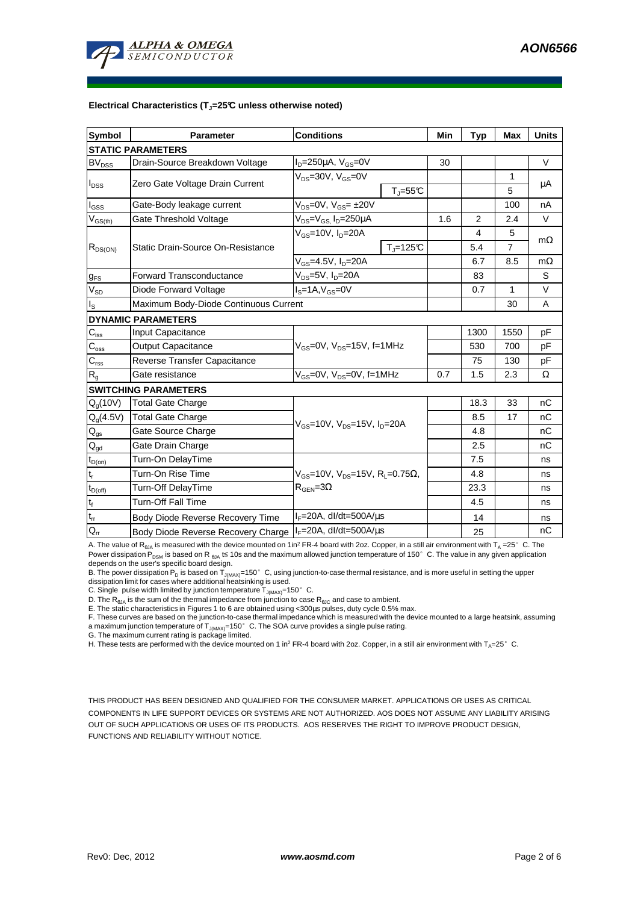**Electrical Characteristics ($T_J$=25°C unless otherwise noted)**

| Symbol | Parameter | Conditions | | Min | Typ | Max | Units |
|---|---|---|---|---|---|---|---|
| **STATIC PARAMETERS** | | | | | | | |
| $BV_{DSS}$ | Drain-Source Breakdown Voltage | $I_D$=250µA, $V_{GS}$=0V | | 30 | | | V |
| $I_{DSS}$ | Zero Gate Voltage Drain Current | $V_{DS}$=30V, $V_{GS}$=0V | | | | 1 | µA |
| | | | $T_J$=55°C | | | 5 | |
| $I_{GSS}$ | Gate-Body leakage current | $V_{DS}$=0V, $V_{GS}$= ±20V | | | | 100 | nA |
| $V_{GS(th)}$ | Gate Threshold Voltage | $V_{DS}$=$V_{GS}$, $I_D$=250µA | | 1.6 | 2 | 2.4 | V |
| $R_{DS(ON)}$ | Static Drain-Source On-Resistance | $V_{GS}$=10V, $I_D$=20A | | | 4 | 5 | mΩ |
| | | | $T_J$=125°C | | 5.4 | 7 | |
| | | $V_{GS}$=4.5V, $I_D$=20A | | | 6.7 | 8.5 | mΩ |
| $g_{FS}$ | Forward Transconductance | $V_{DS}$=5V, $I_D$=20A | | | 83 | | S |
| $V_{SD}$ | Diode Forward Voltage | $I_S$=1A,$V_{GS}$=0V | | | 0.7 | 1 | V |
| $I_S$ | Maximum Body-Diode Continuous Current | | | | | 30 | A |
| **DYNAMIC PARAMETERS** | | | | | | | |
| $C_{iss}$ | Input Capacitance | $V_{GS}$=0V, $V_{DS}$=15V, f=1MHz | | | 1300 | 1550 | pF |
| $C_{oss}$ | Output Capacitance | | | | 530 | 700 | pF |
| $C_{rss}$ | Reverse Transfer Capacitance | | | | 75 | 130 | pF |
| $R_g$ | Gate resistance | $V_{GS}$=0V, $V_{DS}$=0V, f=1MHz | | 0.7 | 1.5 | 2.3 | Ω |
| **SWITCHING PARAMETERS** | | | | | | | |
| $Q_g$(10V) | Total Gate Charge | $V_{GS}$=10V, $V_{DS}$=15V, $I_D$=20A | | | 18.3 | 33 | nC |
| $Q_g$(4.5V) | Total Gate Charge | | | | 8.5 | 17 | nC |
| $Q_{gs}$ | Gate Source Charge | | | | 4.8 | | nC |
| $Q_{gd}$ | Gate Drain Charge | | | | 2.5 | | nC |
| $t_{D(on)}$ | Turn-On DelayTime | $V_{GS}$=10V, $V_{DS}$=15V, $R_L$=0.75Ω, $R_{GEN}$=3Ω | | | 7.5 | | ns |
| $t_r$ | Turn-On Rise Time | | | | 4.8 | | ns |
| $t_{D(off)}$ | Turn-Off DelayTime | | | | 23.3 | | ns |
| $t_f$ | Turn-Off Fall Time | | | | 4.5 | | ns |
| $t_{rr}$ | Body Diode Reverse Recovery Time | $I_F$=20A, dI/dt=500A/µs | | | 14 | | ns |
| $Q_{rr}$ | Body Diode Reverse Recovery Charge | $I_F$=20A, dI/dt=500A/µs | | | 25 | | nC |

A. The value of $R_{\theta JA}$ is measured with the device mounted on 1in² FR-4 board with 2oz. Copper, in a still air environment with $T_A$ =25° C. The Power dissipation $P_{DSM}$ is based on R $_{\theta JA}$ t≤ 10s and the maximum allowed junction temperature of 150° C. The value in any given application depends on the user's specific board design.

B. The power dissipation $P_D$ is based on $T_{J(MAX)}$=150° C, using junction-to-case thermal resistance, and is more useful in setting the upper dissipation limit for cases where additional heatsinking is used.

C. Single pulse width limited by junction temperature $T_{J(MAX)}$=150° C.

D. The $R_{\theta JA}$ is the sum of the thermal impedance from junction to case $R_{\theta JC}$ and case to ambient.

E. The static characteristics in Figures 1 to 6 are obtained using <300µs pulses, duty cycle 0.5% max.

F. These curves are based on the junction-to-case thermal impedance which is measured with the device mounted to a large heatsink, assuming a maximum junction temperature of $T_{J(MAX)}$=150° C. The SOA curve provides a single pulse rating.

G. The maximum current rating is package limited.

H. These tests are performed with the device mounted on 1 in² FR-4 board with 2oz. Copper, in a still air environment with $T_A$=25° C.

THIS PRODUCT HAS BEEN DESIGNED AND QUALIFIED FOR THE CONSUMER MARKET. APPLICATIONS OR USES AS CRITICAL COMPONENTS IN LIFE SUPPORT DEVICES OR SYSTEMS ARE NOT AUTHORIZED. AOS DOES NOT ASSUME ANY LIABILITY ARISING OUT OF SUCH APPLICATIONS OR USES OF ITS PRODUCTS. AOS RESERVES THE RIGHT TO IMPROVE PRODUCT DESIGN, FUNCTIONS AND RELIABILITY WITHOUT NOTICE.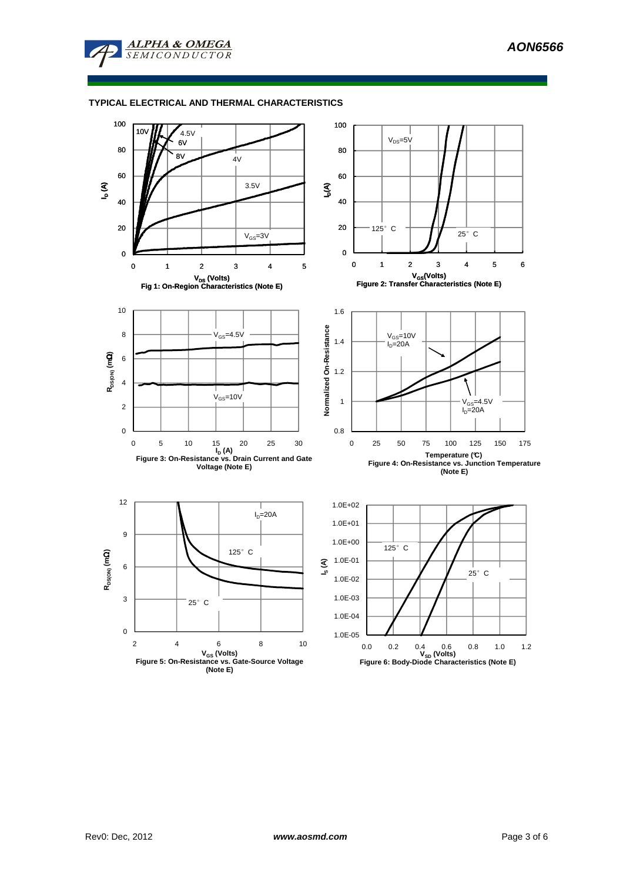## TYPICAL ELECTRICAL AND THERMAL CHARACTERISTICS

Fig 1: On-Region Characteristics (Note E)

Figure 2: Transfer Characteristics (Note E)

Figure 3: On-Resistance vs. Drain Current and Gate Voltage (Note E)

Figure 4: On-Resistance vs. Junction Temperature (Note E)

Figure 5: On-Resistance vs. Gate-Source Voltage (Note E)

Figure 6: Body-Diode Characteristics (Note E)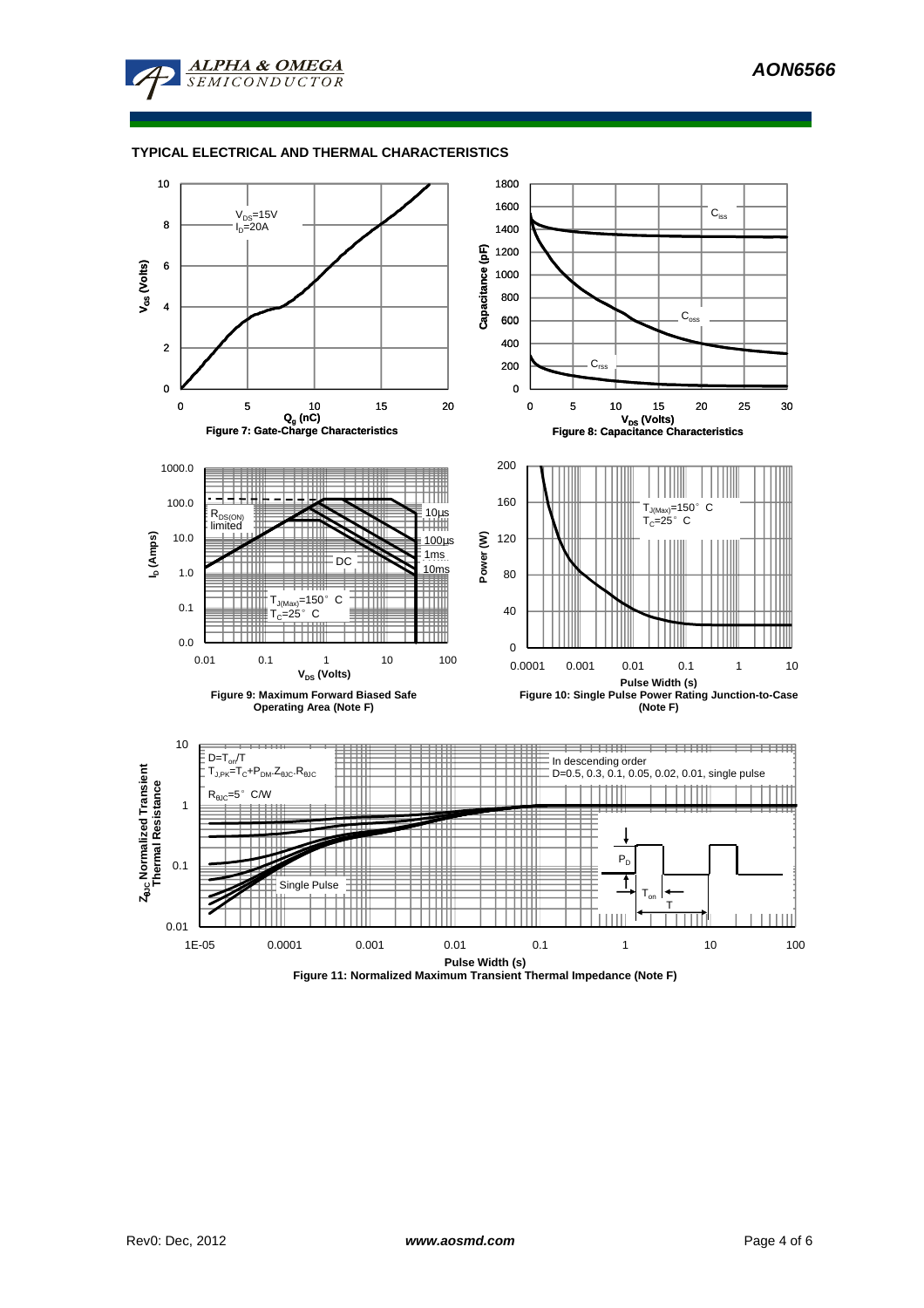## TYPICAL ELECTRICAL AND THERMAL CHARACTERISTICS

$V_{DS}$=15V
$I_D$=20A

$V_{GS}$ (Volts)

$Q_g$ (nC)

**Figure 7: Gate-Charge Characteristics**

$C_{iss}$

$C_{oss}$

$C_{rss}$

Capacitance (pF)

$V_{DS}$ (Volts)

**Figure 8: Capacitance Characteristics**

$R_{DS(ON)}$ limited

10µs

100µs

1ms

10ms

DC

$T_{J(Max)}$=150° C
$T_C$=25° C

$I_D$ (Amps)

$V_{DS}$ (Volts)

**Figure 9: Maximum Forward Biased Safe Operating Area (Note F)**

$T_{J(Max)}$=150° C
$T_C$=25° C

Power (W)

Pulse Width (s)

**Figure 10: Single Pulse Power Rating Junction-to-Case (Note F)**

$D=T_{on}/T$
$T_{J,PK}=T_C+P_{DM}.Z_{\theta JC}.R_{\theta JC}$

$R_{\theta JC}$=5° C/W

In descending order
D=0.5, 0.3, 0.1, 0.05, 0.02, 0.01, single pulse

Single Pulse

$P_D$

$T_{on}$

T

$Z_{\theta JC}$ Normalized Transient Thermal Resistance

Pulse Width (s)

**Figure 11: Normalized Maximum Transient Thermal Impedance (Note F)**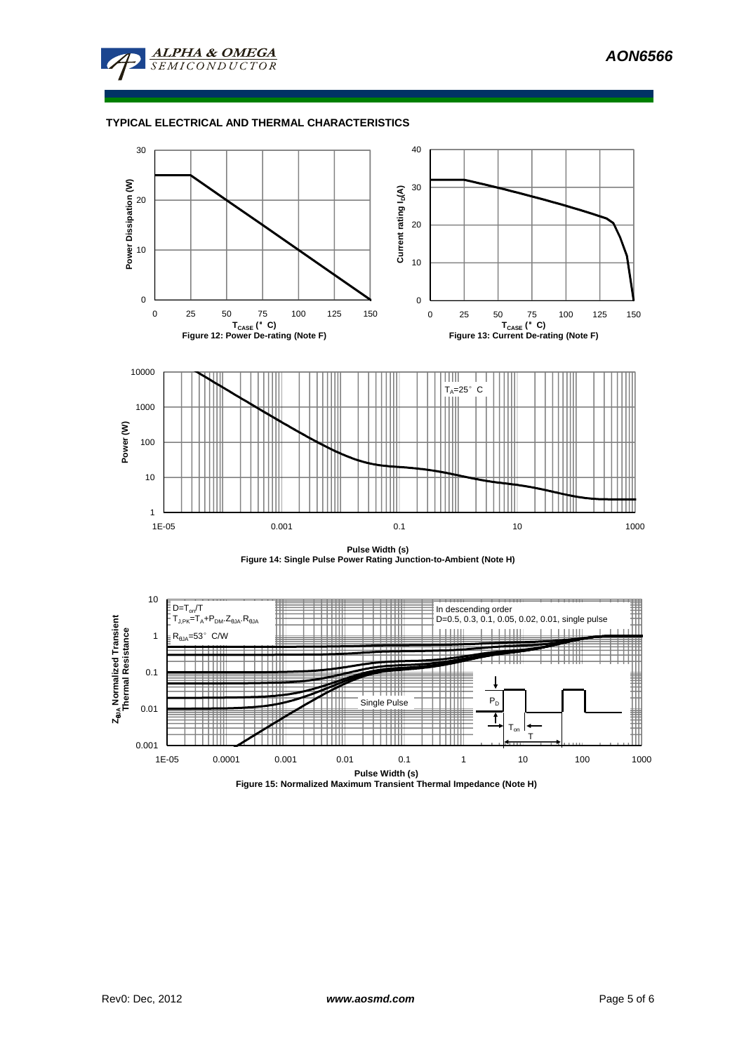## TYPICAL ELECTRICAL AND THERMAL CHARACTERISTICS

Power Dissipation (W)

$T_{CASE}$ (°C)

Figure 12: Power De-rating (Note F)

Current rating $I_D$(A)

$T_{CASE}$ (°C)

Figure 13: Current De-rating (Note F)

$T_A$=25°C

Power (W)

Pulse Width (s)

Figure 14: Single Pulse Power Rating Junction-to-Ambient (Note H)

$D=T_{on}/T$

$T_{J,PK}=T_A+P_{DM}.Z_{\theta JA}.R_{\theta JA}$

$R_{\theta JA}$=53°C/W

In descending order

D=0.5, 0.3, 0.1, 0.05, 0.02, 0.01, single pulse

Single Pulse

$Z_{\theta JA}$ Normalized Transient Thermal Resistance

Pulse Width (s)

Figure 15: Normalized Maximum Transient Thermal Impedance (Note H)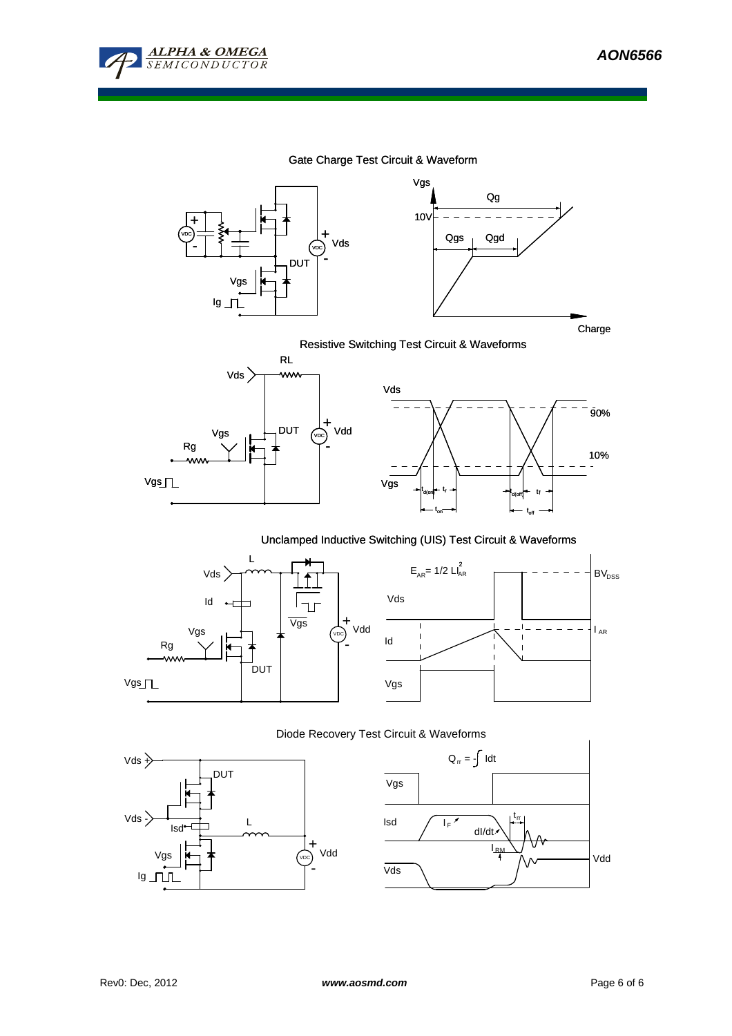## Gate Charge Test Circuit & Waveform

VDC
+
-
Vds
DUT
Vgs
Ig

Vgs
10V
Qg
Qgs
Qgd
Charge

## Resistive Switching Test Circuit & Waveforms

RL
Vds
Vgs
DUT
Vdd
Rg
Vgs

Vds
90%
10%
Vgs
$t_{d(on)}$
$t_r$
$t_{on}$
$t_{d(off)}$
$t_f$
$t_{off}$

## Unclamped Inductive Switching (UIS) Test Circuit & Waveforms

L
Vds
Id
Vgs
Rg
Vgs
DUT
Vdd

$E_{AR} = 1/2\ LI_{AR}^2$
$BV_{DSS}$
Vds
Id
$I_{AR}$
Vgs

## Diode Recovery Test Circuit & Waveforms

Vds +
DUT
Vds -
Isd
L
Vgs
Ig
Vdd

$Q_{rr} = -\int Idt$
Vgs
Isd
$I_F$
dI/dt
$t_{rr}$
$I_{RM}$
Vds
Vdd